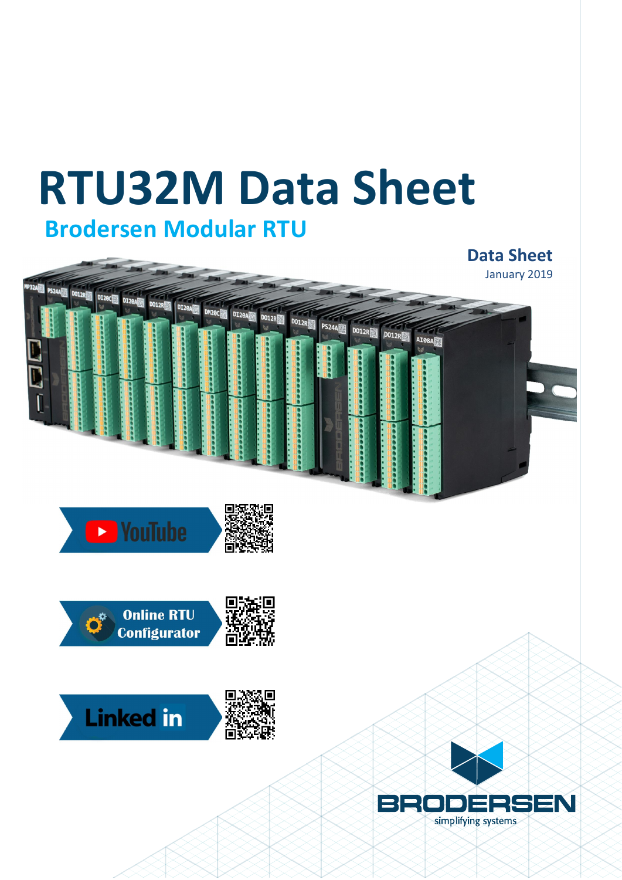# RTU32M Data Sheet

## Brodersen Modular RTU

**Data Sheet**

January 2019

YouTube

Online RTU Configurator

Linked in

BRODERSEN

simplifying systems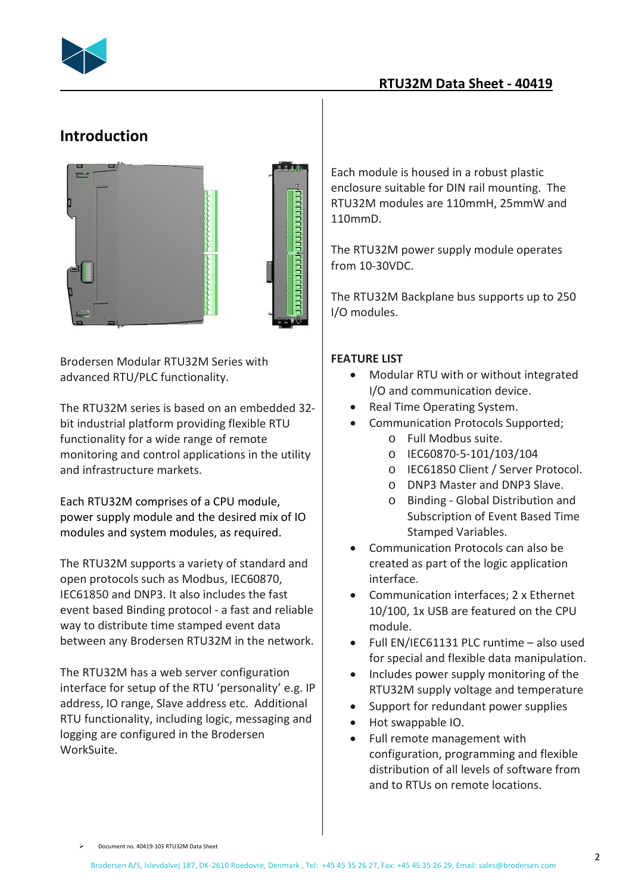## Introduction

Brodersen Modular RTU32M Series with advanced RTU/PLC functionality.

The RTU32M series is based on an embedded 32-bit industrial platform providing flexible RTU functionality for a wide range of remote monitoring and control applications in the utility and infrastructure markets.

Each RTU32M comprises of a CPU module, power supply module and the desired mix of IO modules and system modules, as required.

The RTU32M supports a variety of standard and open protocols such as Modbus, IEC60870, IEC61850 and DNP3. It also includes the fast event based Binding protocol - a fast and reliable way to distribute time stamped event data between any Brodersen RTU32M in the network.

The RTU32M has a web server configuration interface for setup of the RTU 'personality' e.g. IP address, IO range, Slave address etc. Additional RTU functionality, including logic, messaging and logging are configured in the Brodersen WorkSuite.

Each module is housed in a robust plastic enclosure suitable for DIN rail mounting. The RTU32M modules are 110mmH, 25mmW and 110mmD.

The RTU32M power supply module operates from 10-30VDC.

The RTU32M Backplane bus supports up to 250 I/O modules.

**FEATURE LIST**

- Modular RTU with or without integrated I/O and communication device.
- Real Time Operating System.
- Communication Protocols Supported;
    - Full Modbus suite.
    - IEC60870-5-101/103/104
    - IEC61850 Client / Server Protocol.
    - DNP3 Master and DNP3 Slave.
    - Binding - Global Distribution and Subscription of Event Based Time Stamped Variables.
- Communication Protocols can also be created as part of the logic application interface.
- Communication interfaces; 2 x Ethernet 10/100, 1x USB are featured on the CPU module.
- Full EN/IEC61131 PLC runtime – also used for special and flexible data manipulation.
- Includes power supply monitoring of the RTU32M supply voltage and temperature
- Support for redundant power supplies
- Hot swappable IO.
- Full remote management with configuration, programming and flexible distribution of all levels of software from and to RTUs on remote locations.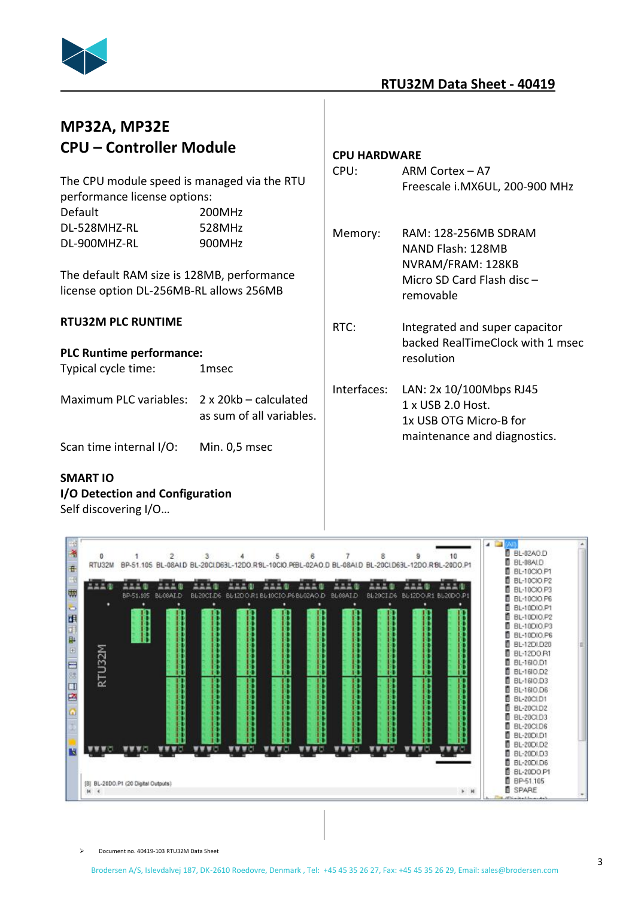## MP32A, MP32E
## CPU – Controller Module

The CPU module speed is managed via the RTU performance license options:

| | |
|---|---|
| Default | 200MHz |
| DL-528MHZ-RL | 528MHz |
| DL-900MHZ-RL | 900MHz |

The default RAM size is 128MB, performance license option DL-256MB-RL allows 256MB

### RTU32M PLC RUNTIME

**PLC Runtime performance:**

| | |
|---|---|
| Typical cycle time: | 1msec |
| Maximum PLC variables: | 2 x 20kb – calculated as sum of all variables. |
| Scan time internal I/O: | Min. 0,5 msec |

### SMART IO

**I/O Detection and Configuration**

Self discovering I/O…

### CPU HARDWARE

| | |
|---|---|
| CPU: | ARM Cortex – A7<br>Freescale i.MX6UL, 200-900 MHz |
| Memory: | RAM: 128-256MB SDRAM<br>NAND Flash: 128MB<br>NVRAM/FRAM: 128KB<br>Micro SD Card Flash disc – removable |
| RTC: | Integrated and super capacitor backed RealTimeClock with 1 msec resolution |
| Interfaces: | LAN: 2x 10/100Mbps RJ45<br>1 x USB 2.0 Host.<br>1x USB OTG Micro-B for maintenance and diagnostics. |

Document no. 40419-103 RTU32M Data Sheet

Brodersen A/S, Islevdalvej 187, DK-2610 Roedovre, Denmark , Tel: +45 45 35 26 27, Fax: +45 45 35 26 29, Email: sales@brodersen.com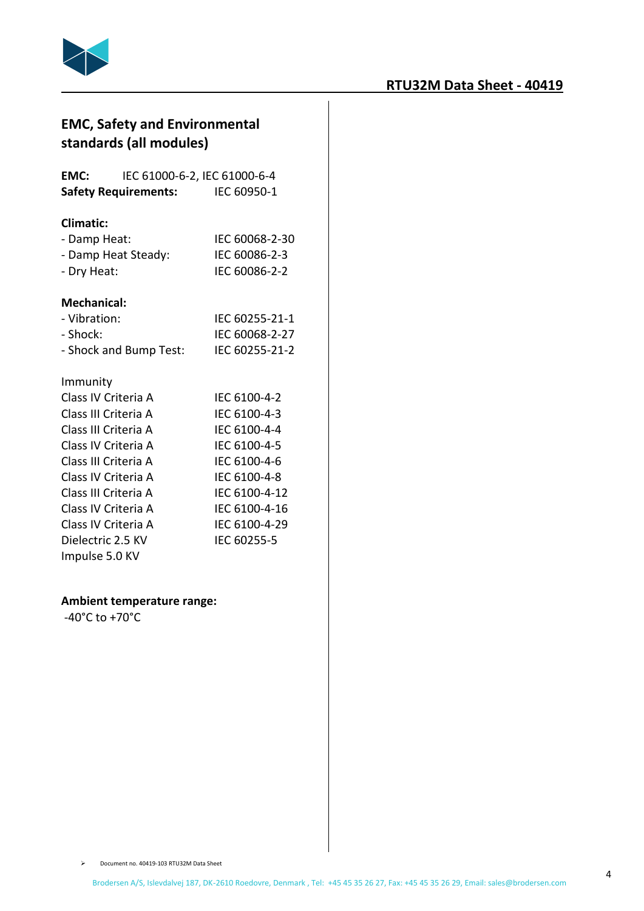## EMC, Safety and Environmental standards (all modules)

**EMC:** IEC 61000-6-2, IEC 61000-6-4
**Safety Requirements:** IEC 60950-1

**Climatic:**

| | |
|---|---|
| - Damp Heat: | IEC 60068-2-30 |
| - Damp Heat Steady: | IEC 60086-2-3 |
| - Dry Heat: | IEC 60086-2-2 |

**Mechanical:**

| | |
|---|---|
| - Vibration: | IEC 60255-21-1 |
| - Shock: | IEC 60068-2-27 |
| - Shock and Bump Test: | IEC 60255-21-2 |

Immunity

| | |
|---|---|
| Class IV Criteria A | IEC 6100-4-2 |
| Class III Criteria A | IEC 6100-4-3 |
| Class III Criteria A | IEC 6100-4-4 |
| Class IV Criteria A | IEC 6100-4-5 |
| Class III Criteria A | IEC 6100-4-6 |
| Class IV Criteria A | IEC 6100-4-8 |
| Class III Criteria A | IEC 6100-4-12 |
| Class IV Criteria A | IEC 6100-4-16 |
| Class IV Criteria A | IEC 6100-4-29 |
| Dielectric 2.5 KV | IEC 60255-5 |
| Impulse 5.0 KV | |

**Ambient temperature range:**

-40°C to +70°C